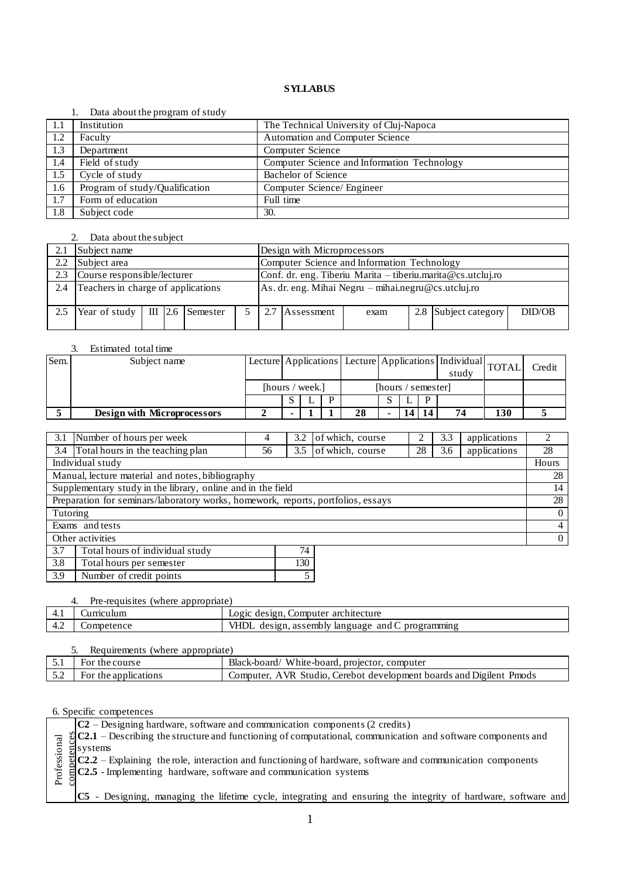**SYLLABUS**

1. Data about the program of study

| | | |
|---|---|---|
| 1.1 | Institution | The Technical University of Cluj-Napoca |
| 1.2 | Faculty | Automation and Computer Science |
| 1.3 | Department | Computer Science |
| 1.4 | Field of study | Computer Science and Information Technology |
| 1.5 | Cycle of study | Bachelor of Science |
| 1.6 | Program of study/Qualification | Computer Science/ Engineer |
| 1.7 | Form of education | Full time |
| 1.8 | Subject code | 30. |

2. Data about the subject

| | | | | | | | | | | | | |
|---|---|---|---|---|---|---|---|---|---|---|---|---|
| 2.1 | Subject name | | | | | Design with Microprocessors | | | | | | |
| 2.2 | Subject area | | | | | Computer Science and Information Technology | | | | | | |
| 2.3 | Course responsible/lecturer | | | | | Conf. dr. eng. Tiberiu Marita – tiberiu.marita@cs.utcluj.ro | | | | | | |
| 2.4 | Teachers in charge of applications | | | | | As. dr. eng. Mihai Negru – mihai.negru@cs.utcluj.ro | | | | | | |
| 2.5 | Year of study | III | 2.6 | Semester | 5 | 2.7 | Assessment | exam | 2.8 | Subject category | DID/OB | |

3. Estimated total time

| Sem. | Subject name | Lecture | Applications | | | Lecture | Applications | | | Individual study | TOTAL | Credit |
|---|---|---|---|---|---|---|---|---|---|---|---|---|
| | | [hours / week.] | | | | [hours / semester] | | | | | | |
| | | | S | L | P | | S | L | P | | | |
| **5** | **Design with Microprocessors** | **2** | **-** | **1** | **1** | **28** | **-** | **14** | **14** | **74** | **130** | **5** |

| | | | | | | | | |
|---|---|---|---|---|---|---|---|---|
| 3.1 | Number of hours per week | 4 | 3.2 | of which, course | 2 | 3.3 | applications | 2 |
| 3.4 | Total hours in the teaching plan | 56 | 3.5 | of which, course | 28 | 3.6 | applications | 28 |

| Individual study | Hours |
|---|---|
| Manual, lecture material and notes, bibliography | 28 |
| Supplementary study in the library, online and in the field | 14 |
| Preparation for seminars/laboratory works, homework, reports, portfolios, essays | 28 |
| Tutoring | 0 |
| Exams and tests | 4 |
| Other activities | 0 |

| | | |
|---|---|---|
| 3.7 | Total hours of individual study | 74 |
| 3.8 | Total hours per semester | 130 |
| 3.9 | Number of credit points | 5 |

4. Pre-requisites (where appropriate)

| | | |
|---|---|---|
| 4.1 | Curriculum | Logic design, Computer architecture |
| 4.2 | Competence | VHDL design, assembly language and C programming |

5. Requirements (where appropriate)

| | | |
|---|---|---|
| 5.1 | For the course | Black-board/ White-board, projector, computer |
| 5.2 | For the applications | Computer, AVR Studio, Cerebot development boards and Digilent Pmods |

6. Specific competences

| | |
|---|---|
| Professional competences | **C2** – Designing hardware, software and communication components (2 credits)<br>**C2.1** – Describing the structure and functioning of computational, communication and software components and systems<br>**C2.2** – Explaining the role, interaction and functioning of hardware, software and communication components<br>**C2.5** - Implementing hardware, software and communication systems<br><br>**C5** - Designing, managing the lifetime cycle, integrating and ensuring the integrity of hardware, software and |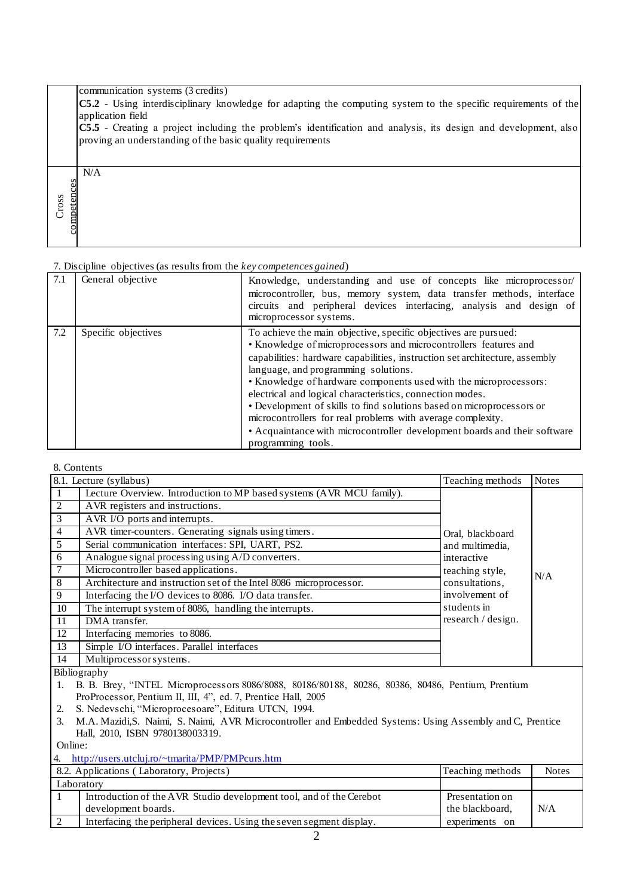| | |
|---|---|
| | communication systems (3 credits)<br>**C5.2** - Using interdisciplinary knowledge for adapting the computing system to the specific requirements of the application field<br>**C5.5** - Creating a project including the problem's identification and analysis, its design and development, also proving an understanding of the basic quality requirements |
| Cross competences | N/A |

7. Discipline objectives (as results from the *key competences gained*)

| | | |
|---|---|---|
| 7.1 | General objective | Knowledge, understanding and use of concepts like microprocessor/ microcontroller, bus, memory system, data transfer methods, interface circuits and peripheral devices interfacing, analysis and design of microprocessor systems. |
| 7.2 | Specific objectives | To achieve the main objective, specific objectives are pursued:<br>• Knowledge of microprocessors and microcontrollers features and capabilities: hardware capabilities, instruction set architecture, assembly language, and programming solutions.<br>• Knowledge of hardware components used with the microprocessors: electrical and logical characteristics, connection modes.<br>• Development of skills to find solutions based on microprocessors or microcontrollers for real problems with average complexity.<br>• Acquaintance with microcontroller development boards and their software programming tools. |

8. Contents

| 8.1. Lecture (syllabus) | | Teaching methods | Notes |
|---|---|---|---|
| 1 | Lecture Overview. Introduction to MP based systems (AVR MCU family). | Oral, blackboard and multimedia, interactive teaching style, consultations, involvement of students in research / design. | N/A |
| 2 | AVR registers and instructions. | | |
| 3 | AVR I/O ports and interrupts. | | |
| 4 | AVR timer-counters. Generating signals using timers. | | |
| 5 | Serial communication interfaces: SPI, UART, PS2. | | |
| 6 | Analogue signal processing using A/D converters. | | |
| 7 | Microcontroller based applications. | | |
| 8 | Architecture and instruction set of the Intel 8086 microprocessor. | | |
| 9 | Interfacing the I/O devices to 8086. I/O data transfer. | | |
| 10 | The interrupt system of 8086, handling the interrupts. | | |
| 11 | DMA transfer. | | |
| 12 | Interfacing memories to 8086. | | |
| 13 | Simple I/O interfaces. Parallel interfaces | | |
| 14 | Multiprocessor systems. | | |

Bibliography

1. B. B. Brey, "INTEL Microprocessors 8086/8088, 80186/80188, 80286, 80386, 80486, Pentium, Prentium ProProcessor, Pentium II, III, 4", ed. 7, Prentice Hall, 2005
2. S. Nedevschi, "Microprocesoare", Editura UTCN, 1994.
3. M.A. Mazidi,S. Naimi, S. Naimi, AVR Microcontroller and Embedded Systems: Using Assembly and C, Prentice Hall, 2010, ISBN 9780138003319.

Online:

4. http://users.utcluj.ro/~tmarita/PMP/PMPcurs.htm

| 8.2. Applications ( Laboratory, Projects) | | Teaching methods | Notes |
|---|---|---|---|
| Laboratory | | | |
| 1 | Introduction of the AVR Studio development tool, and of the Cerebot development boards. | Presentation on the blackboard, experiments on | N/A |
| 2 | Interfacing the peripheral devices. Using the seven segment display. | | |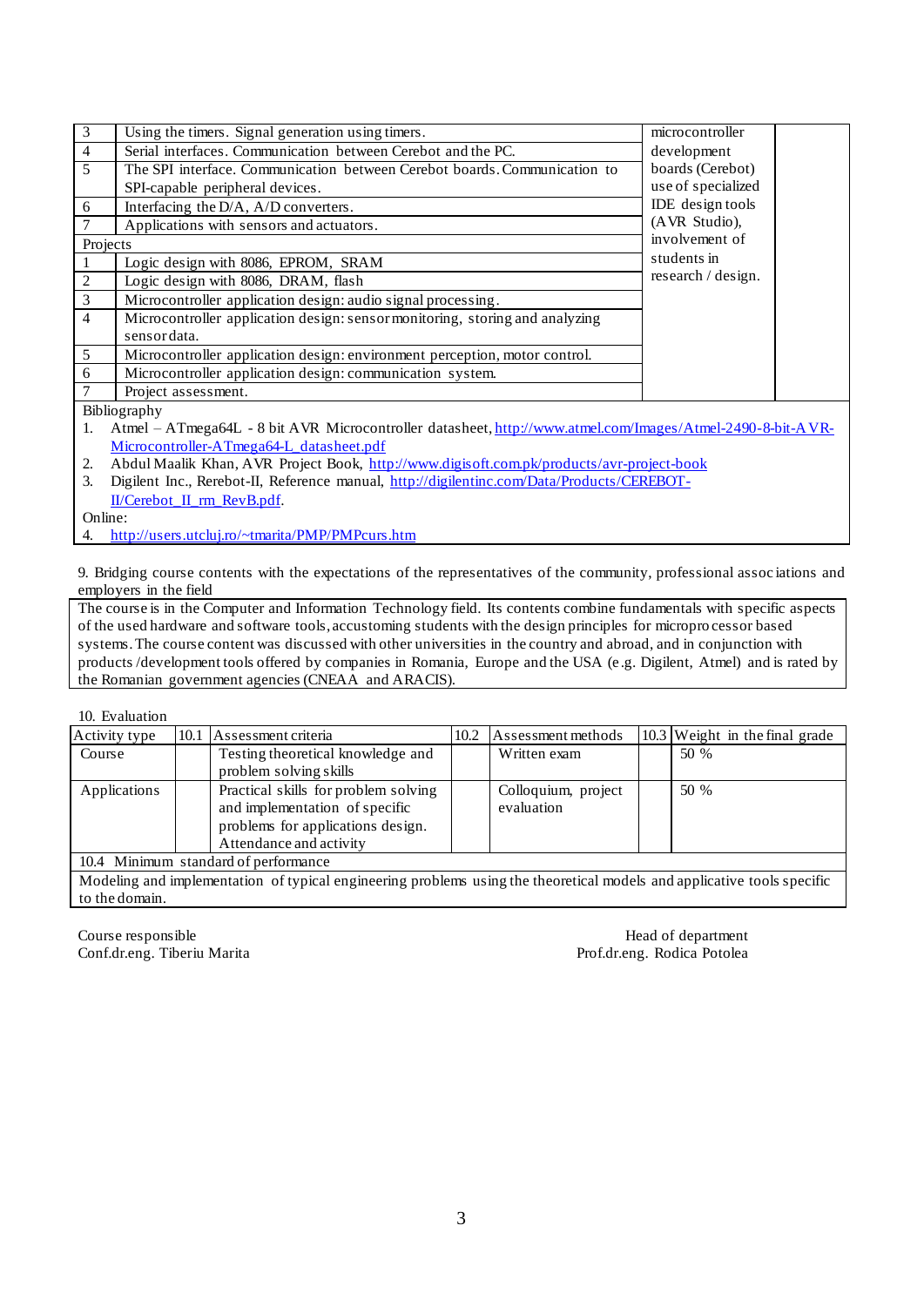| | | | |
|---|---|---|---|
| 3 | Using the timers. Signal generation using timers. | microcontroller development boards (Cerebot) use of specialized IDE design tools (AVR Studio), involvement of students in research / design. | |
| 4 | Serial interfaces. Communication between Cerebot and the PC. | | |
| 5 | The SPI interface. Communication between Cerebot boards. Communication to SPI-capable peripheral devices. | | |
| 6 | Interfacing the D/A, A/D converters. | | |
| 7 | Applications with sensors and actuators. | | |
| Projects | | | |
| 1 | Logic design with 8086, EPROM, SRAM | | |
| 2 | Logic design with 8086, DRAM, flash | | |
| 3 | Microcontroller application design: audio signal processing. | | |
| 4 | Microcontroller application design: sensor monitoring, storing and analyzing sensor data. | | |
| 5 | Microcontroller application design: environment perception, motor control. | | |
| 6 | Microcontroller application design: communication system. | | |
| 7 | Project assessment. | | |

Bibliography

1. Atmel – ATmega64L - 8 bit AVR Microcontroller datasheet, http://www.atmel.com/Images/Atmel-2490-8-bit-AVR-Microcontroller-ATmega64-L_datasheet.pdf
2. Abdul Maalik Khan, AVR Project Book, http://www.digisoft.com.pk/products/avr-project-book
3. Digilent Inc., Rerebot-II, Reference manual, http://digilentinc.com/Data/Products/CEREBOT-II/Cerebot_II_rm_RevB.pdf.

Online:

4. http://users.utcluj.ro/~tmarita/PMP/PMPcurs.htm

9. Bridging course contents with the expectations of the representatives of the community, professional associations and employers in the field

The course is in the Computer and Information Technology field. Its contents combine fundamentals with specific aspects of the used hardware and software tools, accustoming students with the design principles for microprocessor based systems. The course content was discussed with other universities in the country and abroad, and in conjunction with products /development tools offered by companies in Romania, Europe and the USA (e.g. Digilent, Atmel) and is rated by the Romanian government agencies (CNEAA and ARACIS).

10. Evaluation

| Activity type | 10.1 | Assessment criteria | 10.2 | Assessment methods | 10.3 | Weight in the final grade |
|---|---|---|---|---|---|---|
| Course | | Testing theoretical knowledge and problem solving skills | | Written exam | | 50 % |
| Applications | | Practical skills for problem solving and implementation of specific problems for applications design. Attendance and activity | | Colloquium, project evaluation | | 50 % |
| 10.4 Minimum standard of performance | | | | | | |
| Modeling and implementation of typical engineering problems using the theoretical models and applicative tools specific to the domain. | | | | | | |

Course responsible
Conf.dr.eng. Tiberiu Marita

Head of department
Prof.dr.eng. Rodica Potolea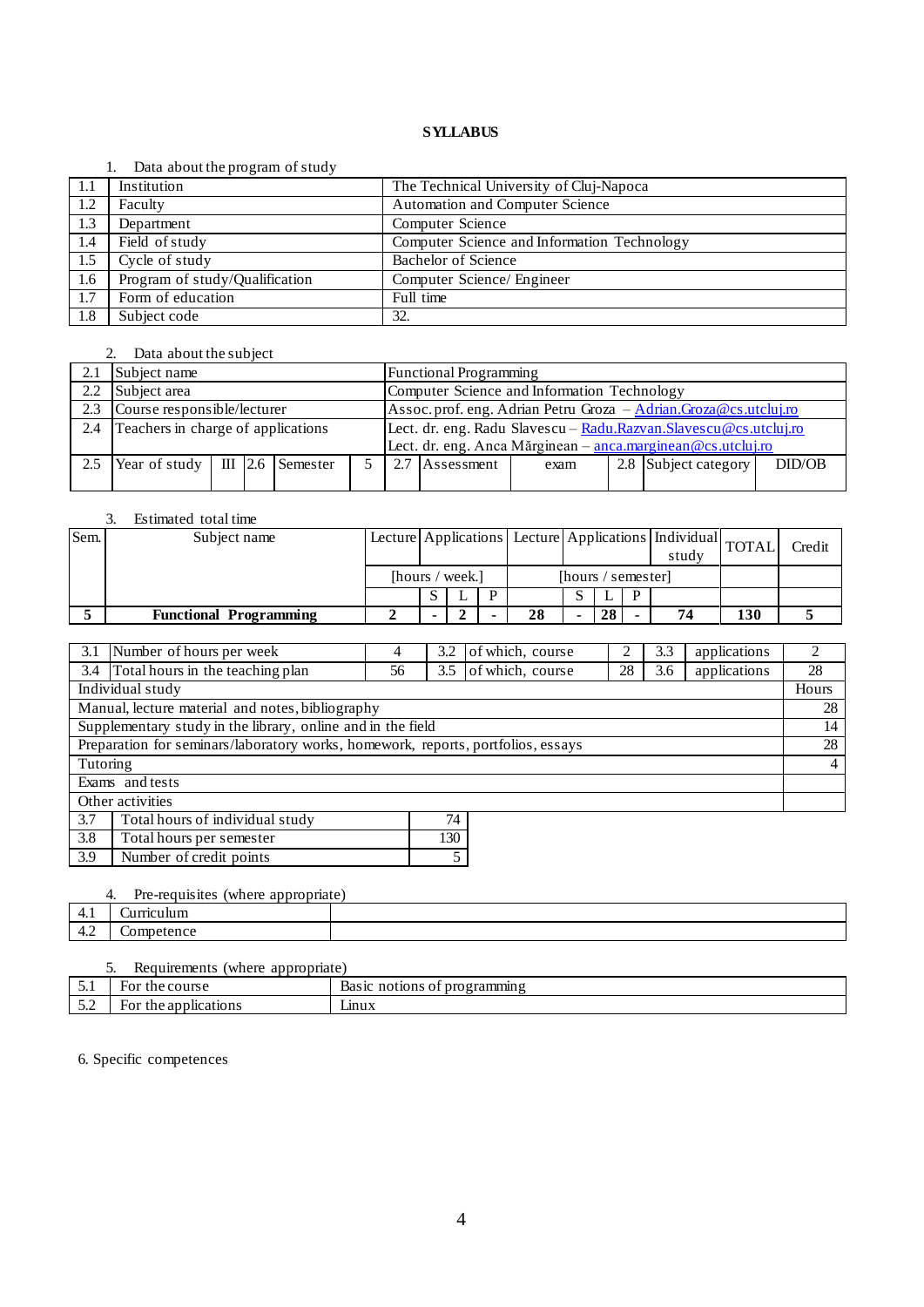**SYLLABUS**

1. Data about the program of study

| | | |
|---|---|---|
| 1.1 | Institution | The Technical University of Cluj-Napoca |
| 1.2 | Faculty | Automation and Computer Science |
| 1.3 | Department | Computer Science |
| 1.4 | Field of study | Computer Science and Information Technology |
| 1.5 | Cycle of study | Bachelor of Science |
| 1.6 | Program of study/Qualification | Computer Science/ Engineer |
| 1.7 | Form of education | Full time |
| 1.8 | Subject code | 32. |

2. Data about the subject

| | | | | | | | | | | | |
|---|---|---|---|---|---|---|---|---|---|---|---|
| 2.1 | Subject name | | | | | Functional Programming | | | | | |
| 2.2 | Subject area | | | | | Computer Science and Information Technology | | | | | |
| 2.3 | Course responsible/lecturer | | | | | Assoc. prof. eng. Adrian Petru Groza – Adrian.Groza@cs.utcluj.ro | | | | | |
| 2.4 | Teachers in charge of applications | | | | | Lect. dr. eng. Radu Slavescu – Radu.Razvan.Slavescu@cs.utcluj.ro<br>Lect. dr. eng. Anca Mărginean – anca.marginean@cs.utcluj.ro | | | | | |
| 2.5 | Year of study | III | 2.6 | Semester | 5 | 2.7 | Assessment | exam | 2.8 | Subject category | DID/OB |

3. Estimated total time

| Sem. | Subject name | Lecture | Applications | | | Lecture | Applications | | | Individual study | TOTAL | Credit |
|---|---|---|---|---|---|---|---|---|---|---|---|---|
| | | [hours / week.] | | | | [hours / semester] | | | | | | |
| | | | S | L | P | | S | L | P | | | |
| **5** | **Functional Programming** | **2** | **-** | **2** | **-** | **28** | **-** | **28** | **-** | **74** | **130** | **5** |

| | | | | | | | | |
|---|---|---|---|---|---|---|---|---|
| 3.1 | Number of hours per week | 4 | 3.2 | of which, course | 2 | 3.3 | applications | 2 |
| 3.4 | Total hours in the teaching plan | 56 | 3.5 | of which, course | 28 | 3.6 | applications | 28 |

| Individual study | Hours |
|---|---|
| Manual, lecture material and notes, bibliography | 28 |
| Supplementary study in the library, online and in the field | 14 |
| Preparation for seminars/laboratory works, homework, reports, portfolios, essays | 28 |
| Tutoring | 4 |
| Exams and tests | |
| Other activities | |

| | | |
|---|---|---|
| 3.7 | Total hours of individual study | 74 |
| 3.8 | Total hours per semester | 130 |
| 3.9 | Number of credit points | 5 |

4. Pre-requisites (where appropriate)

| | | |
|---|---|---|
| 4.1 | Curriculum | |
| 4.2 | Competence | |

5. Requirements (where appropriate)

| | | |
|---|---|---|
| 5.1 | For the course | Basic notions of programming |
| 5.2 | For the applications | Linux |

6. Specific competences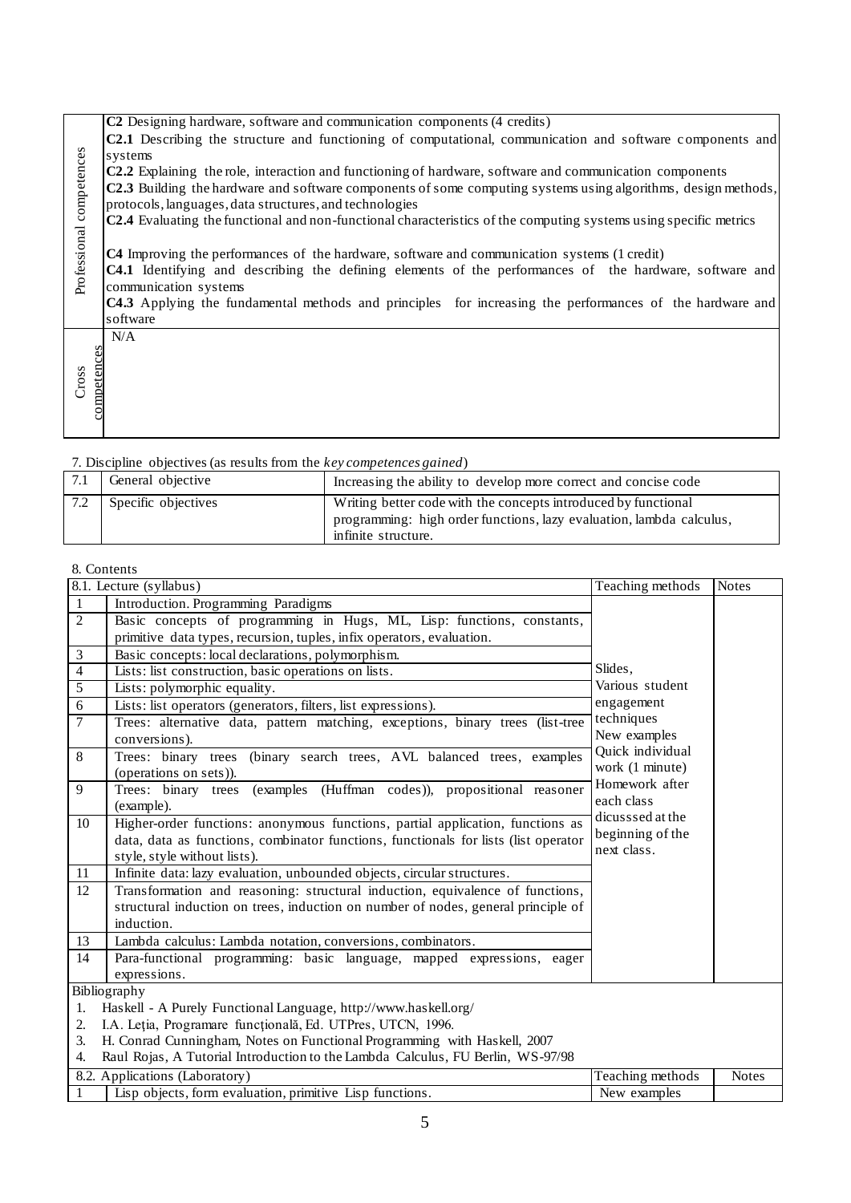| | |
|---|---|
| Professional competences | **C2** Designing hardware, software and communication components (4 credits)<br>**C2.1** Describing the structure and functioning of computational, communication and software components and systems<br>**C2.2** Explaining the role, interaction and functioning of hardware, software and communication components<br>**C2.3** Building the hardware and software components of some computing systems using algorithms, design methods, protocols, languages, data structures, and technologies<br>**C2.4** Evaluating the functional and non-functional characteristics of the computing systems using specific metrics<br><br>**C4** Improving the performances of the hardware, software and communication systems (1 credit)<br>**C4.1** Identifying and describing the defining elements of the performances of the hardware, software and communication systems<br>**C4.3** Applying the fundamental methods and principles for increasing the performances of the hardware and software |
| Cross competences | N/A |

7. Discipline objectives (as results from the *key competences gained*)

| | | |
|---|---|---|
| 7.1 | General objective | Increasing the ability to develop more correct and concise code |
| 7.2 | Specific objectives | Writing better code with the concepts introduced by functional programming: high order functions, lazy evaluation, lambda calculus, infinite structure. |

8. Contents

| 8.1. Lecture (syllabus) | | Teaching methods | Notes |
|---|---|---|---|
| 1 | Introduction. Programming Paradigms | Slides, Various student engagement techniques New examples Quick individual work (1 minute) Homework after each class dicusssed at the beginning of the next class. | |
| 2 | Basic concepts of programming in Hugs, ML, Lisp: functions, constants, primitive data types, recursion, tuples, infix operators, evaluation. | | |
| 3 | Basic concepts: local declarations, polymorphism. | | |
| 4 | Lists: list construction, basic operations on lists. | | |
| 5 | Lists: polymorphic equality. | | |
| 6 | Lists: list operators (generators, filters, list expressions). | | |
| 7 | Trees: alternative data, pattern matching, exceptions, binary trees (list-tree conversions). | | |
| 8 | Trees: binary trees (binary search trees, AVL balanced trees, examples (operations on sets)). | | |
| 9 | Trees: binary trees (examples (Huffman codes)), propositional reasoner (example). | | |
| 10 | Higher-order functions: anonymous functions, partial application, functions as data, data as functions, combinator functions, functionals for lists (list operator style, style without lists). | | |
| 11 | Infinite data: lazy evaluation, unbounded objects, circular structures. | | |
| 12 | Transformation and reasoning: structural induction, equivalence of functions, structural induction on trees, induction on number of nodes, general principle of induction. | | |
| 13 | Lambda calculus: Lambda notation, conversions, combinators. | | |
| 14 | Para-functional programming: basic language, mapped expressions, eager expressions. | | |

Bibliography

1. Haskell - A Purely Functional Language, http://www.haskell.org/
2. I.A. Leţia, Programare funcţională, Ed. UTPres, UTCN, 1996.
3. H. Conrad Cunningham, Notes on Functional Programming with Haskell, 2007
4. Raul Rojas, A Tutorial Introduction to the Lambda Calculus, FU Berlin, WS-97/98

| 8.2. Applications (Laboratory) | | Teaching methods | Notes |
|---|---|---|---|
| 1 | Lisp objects, form evaluation, primitive Lisp functions. | New examples | |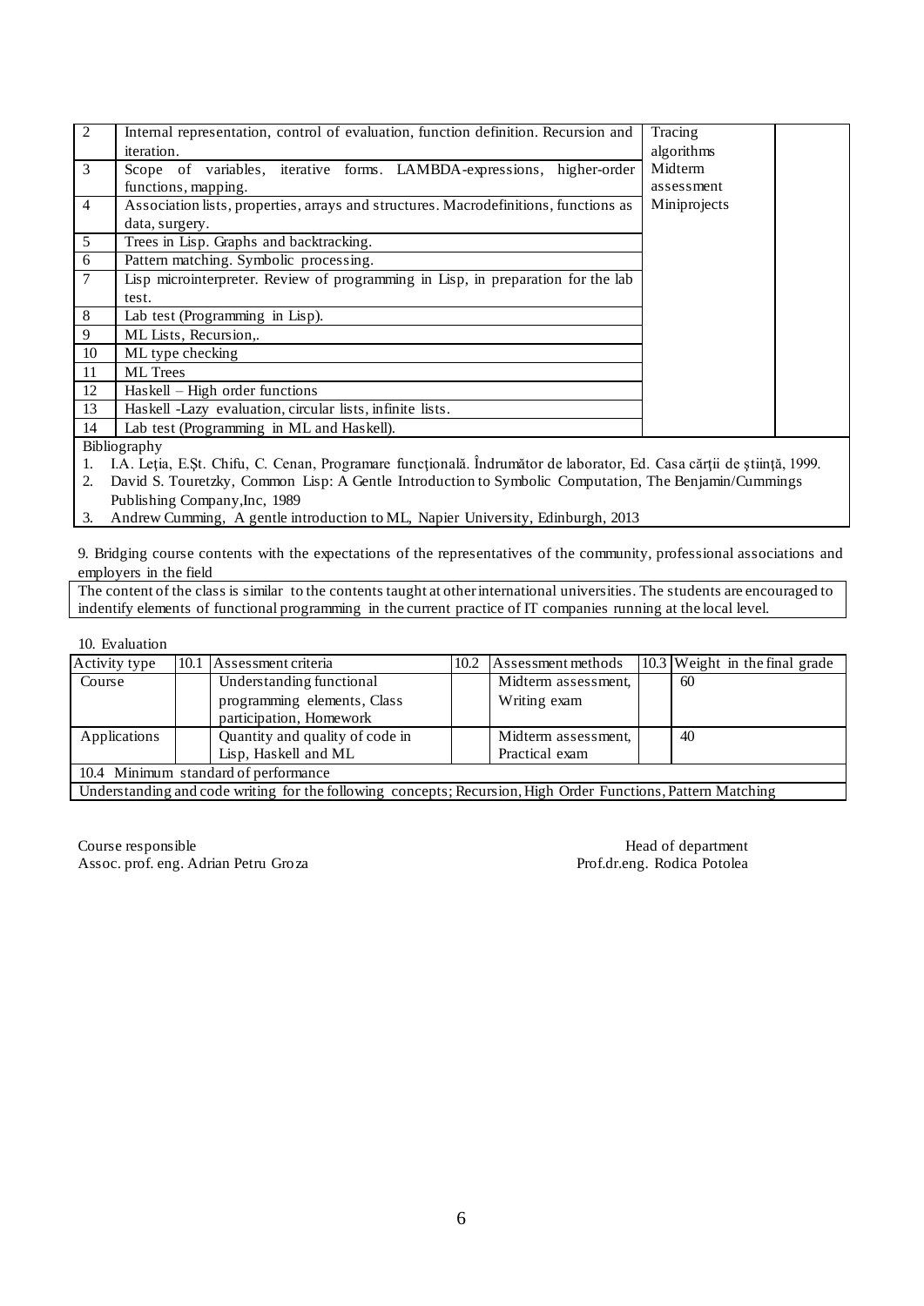| | | | |
|---|---|---|---|
| 2 | Internal representation, control of evaluation, function definition. Recursion and iteration. | Tracing algorithms<br>Midterm assessment<br>Miniprojects | |
| 3 | Scope of variables, iterative forms. LAMBDA-expressions, higher-order functions, mapping. | | |
| 4 | Association lists, properties, arrays and structures. Macrodefinitions, functions as data, surgery. | | |
| 5 | Trees in Lisp. Graphs and backtracking. | | |
| 6 | Pattern matching. Symbolic processing. | | |
| 7 | Lisp microinterpreter. Review of programming in Lisp, in preparation for the lab test. | | |
| 8 | Lab test (Programming in Lisp). | | |
| 9 | ML Lists, Recursion,. | | |
| 10 | ML type checking | | |
| 11 | ML Trees | | |
| 12 | Haskell – High order functions | | |
| 13 | Haskell -Lazy evaluation, circular lists, infinite lists. | | |
| 14 | Lab test (Programming in ML and Haskell). | | |

Bibliography

1. I.A. Leţia, E.Şt. Chifu, C. Cenan, Programare funcţională. Îndrumător de laborator, Ed. Casa cărţii de ştiinţă, 1999.
2. David S. Touretzky, Common Lisp: A Gentle Introduction to Symbolic Computation, The Benjamin/Cummings Publishing Company,Inc, 1989
3. Andrew Cumming, A gentle introduction to ML, Napier University, Edinburgh, 2013

9. Bridging course contents with the expectations of the representatives of the community, professional associations and employers in the field

The content of the class is similar to the contents taught at other international universities. The students are encouraged to indentify elements of functional programming in the current practice of IT companies running at the local level.

10. Evaluation

| Activity type | 10.1 Assessment criteria | 10.2 Assessment methods | 10.3 Weight in the final grade |
|---|---|---|---|
| Course | Understanding functional programming elements, Class participation, Homework | Midterm assessment, Writing exam | 60 |
| Applications | Quantity and quality of code in Lisp, Haskell and ML | Midterm assessment, Practical exam | 40 |
| 10.4 Minimum standard of performance | | | |
| Understanding and code writing for the following concepts; Recursion, High Order Functions, Pattern Matching | | | |

Course responsible
Assoc. prof. eng. Adrian Petru Groza

Head of department
Prof.dr.eng. Rodica Potolea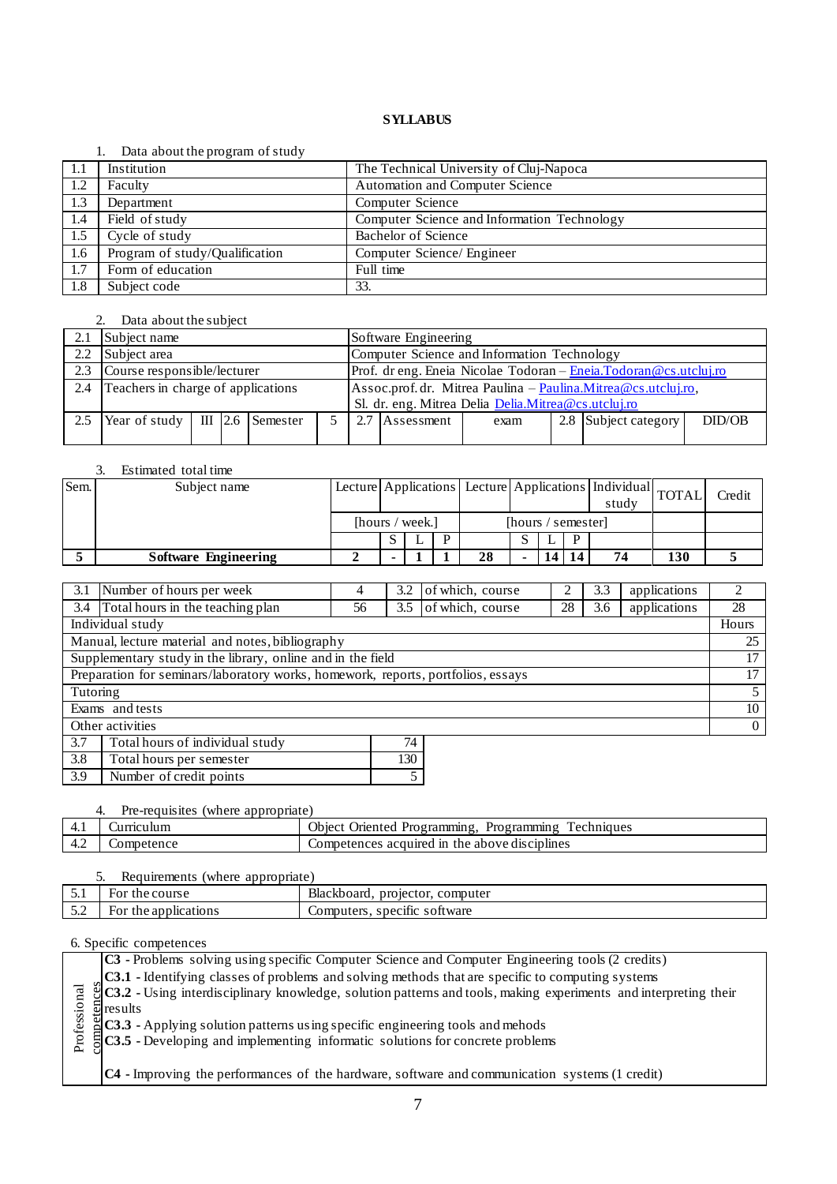**SYLLABUS**

1. Data about the program of study

| | | |
|---|---|---|
| 1.1 | Institution | The Technical University of Cluj-Napoca |
| 1.2 | Faculty | Automation and Computer Science |
| 1.3 | Department | Computer Science |
| 1.4 | Field of study | Computer Science and Information Technology |
| 1.5 | Cycle of study | Bachelor of Science |
| 1.6 | Program of study/Qualification | Computer Science/ Engineer |
| 1.7 | Form of education | Full time |
| 1.8 | Subject code | 33. |

2. Data about the subject

| | | | | | | | | | | | |
|---|---|---|---|---|---|---|---|---|---|---|---|
| 2.1 | Subject name | | | | Software Engineering | | | | | | |
| 2.2 | Subject area | | | | Computer Science and Information Technology | | | | | | |
| 2.3 | Course responsible/lecturer | | | | Prof. dr eng. Eneia Nicolae Todoran – Eneia.Todoran@cs.utcluj.ro | | | | | | |
| 2.4 | Teachers in charge of applications | | | | Assoc.prof. dr. Mitrea Paulina – Paulina.Mitrea@cs.utcluj.ro, Sl. dr. eng. Mitrea Delia Delia.Mitrea@cs.utcluj.ro | | | | | | |
| 2.5 | Year of study | III | 2.6 | Semester | 5 | 2.7 | Assessment | exam | 2.8 | Subject category | DID/OB |

3. Estimated total time

| Sem. | Subject name | Lecture | Applications | | | Lecture | Applications | | | Individual study | TOTAL | Credit |
|---|---|---|---|---|---|---|---|---|---|---|---|---|
| | | [hours / week.] | | | | [hours / semester] | | | | | | |
| | | | S | L | P | | S | L | P | | | |
| **5** | **Software Engineering** | **2** | **-** | **1** | **1** | **28** | **-** | **14** | **14** | **74** | **130** | **5** |

| | | | | | | | |
|---|---|---|---|---|---|---|---|
| 3.1 | Number of hours per week | 4 | 3.2 | of which, course | 2 | 3.3 | applications 2 |
| 3.4 | Total hours in the teaching plan | 56 | 3.5 | of which, course | 28 | 3.6 | applications 28 |

| Individual study | Hours |
|---|---|
| Manual, lecture material and notes, bibliography | 25 |
| Supplementary study in the library, online and in the field | 17 |
| Preparation for seminars/laboratory works, homework, reports, portfolios, essays | 17 |
| Tutoring | 5 |
| Exams and tests | 10 |
| Other activities | 0 |

| | | |
|---|---|---|
| 3.7 | Total hours of individual study | 74 |
| 3.8 | Total hours per semester | 130 |
| 3.9 | Number of credit points | 5 |

4. Pre-requisites (where appropriate)

| | | |
|---|---|---|
| 4.1 | Curriculum | Object Oriented Programming, Programming Techniques |
| 4.2 | Competence | Competences acquired in the above disciplines |

5. Requirements (where appropriate)

| | | |
|---|---|---|
| 5.1 | For the course | Blackboard, projector, computer |
| 5.2 | For the applications | Computers, specific software |

6. Specific competences

| | |
|---|---|
| Professional competences | **C3** - Problems solving using specific Computer Science and Computer Engineering tools (2 credits)<br>**C3.1** - Identifying classes of problems and solving methods that are specific to computing systems<br>**C3.2** - Using interdisciplinary knowledge, solution patterns and tools, making experiments and interpreting their results<br>**C3.3** - Applying solution patterns using specific engineering tools and mehods<br>**C3.5** - Developing and implementing informatic solutions for concrete problems<br><br>**C4** - Improving the performances of the hardware, software and communication systems (1 credit) |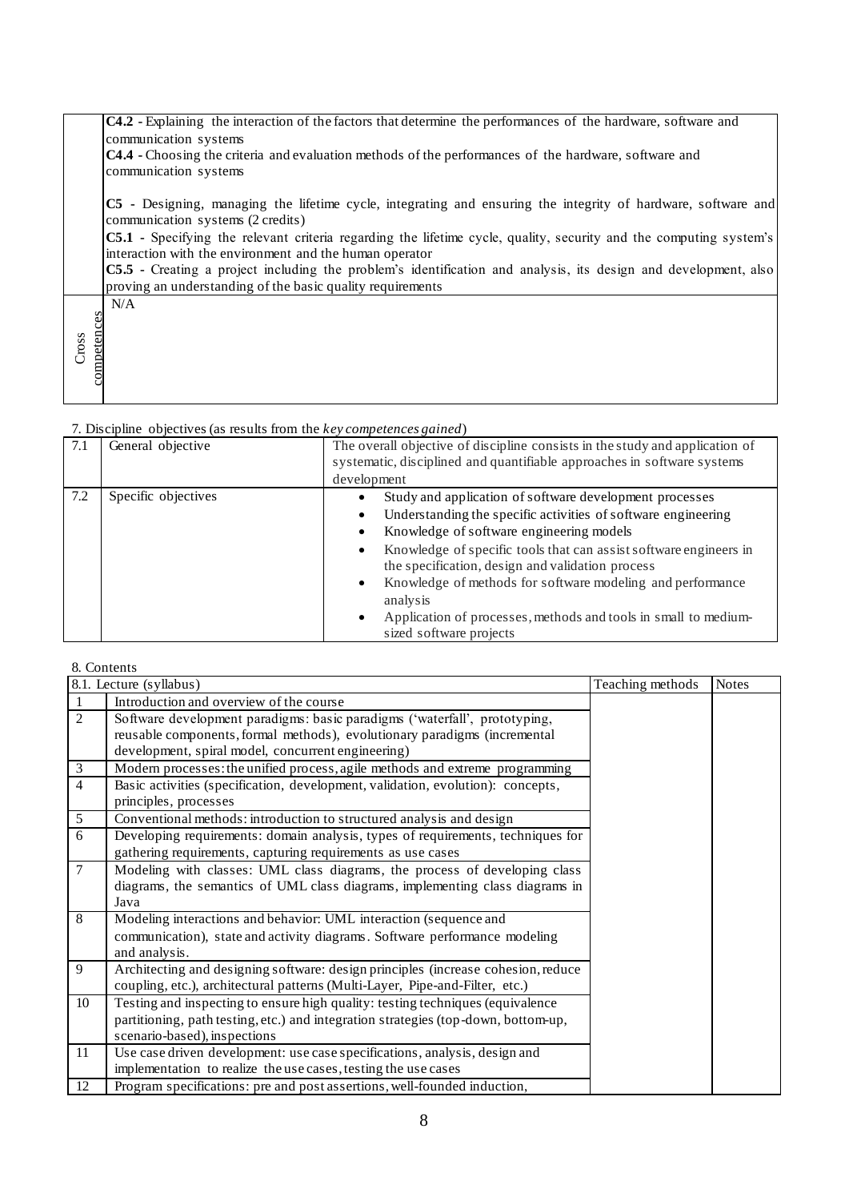| | |
|---|---|
| | **C4.2** - Explaining the interaction of the factors that determine the performances of the hardware, software and communication systems<br>**C4.4** - Choosing the criteria and evaluation methods of the performances of the hardware, software and communication systems<br><br>**C5** - Designing, managing the lifetime cycle, integrating and ensuring the integrity of hardware, software and communication systems (2 credits)<br>**C5.1** - Specifying the relevant criteria regarding the lifetime cycle, quality, security and the computing system's interaction with the environment and the human operator<br>**C5.5** - Creating a project including the problem's identification and analysis, its design and development, also proving an understanding of the basic quality requirements |
| Cross competences | N/A |

7. Discipline objectives (as results from the *key competences gained*)

| | | |
|---|---|---|
| 7.1 | General objective | The overall objective of discipline consists in the study and application of systematic, disciplined and quantifiable approaches in software systems development |
| 7.2 | Specific objectives | • Study and application of software development processes<br>• Understanding the specific activities of software engineering<br>• Knowledge of software engineering models<br>• Knowledge of specific tools that can assist software engineers in the specification, design and validation process<br>• Knowledge of methods for software modeling and performance analysis<br>• Application of processes, methods and tools in small to medium-sized software projects |

8. Contents

| 8.1. Lecture (syllabus) | | Teaching methods | Notes |
|---|---|---|---|
| 1 | Introduction and overview of the course | | |
| 2 | Software development paradigms: basic paradigms ('waterfall', prototyping, reusable components, formal methods), evolutionary paradigms (incremental development, spiral model, concurrent engineering) | | |
| 3 | Modern processes: the unified process, agile methods and extreme programming | | |
| 4 | Basic activities (specification, development, validation, evolution): concepts, principles, processes | | |
| 5 | Conventional methods: introduction to structured analysis and design | | |
| 6 | Developing requirements: domain analysis, types of requirements, techniques for gathering requirements, capturing requirements as use cases | | |
| 7 | Modeling with classes: UML class diagrams, the process of developing class diagrams, the semantics of UML class diagrams, implementing class diagrams in Java | | |
| 8 | Modeling interactions and behavior: UML interaction (sequence and communication), state and activity diagrams. Software performance modeling and analysis. | | |
| 9 | Architecting and designing software: design principles (increase cohesion, reduce coupling, etc.), architectural patterns (Multi-Layer, Pipe-and-Filter, etc.) | | |
| 10 | Testing and inspecting to ensure high quality: testing techniques (equivalence partitioning, path testing, etc.) and integration strategies (top-down, bottom-up, scenario-based), inspections | | |
| 11 | Use case driven development: use case specifications, analysis, design and implementation to realize the use cases, testing the use cases | | |
| 12 | Program specifications: pre and post assertions, well-founded induction, | | |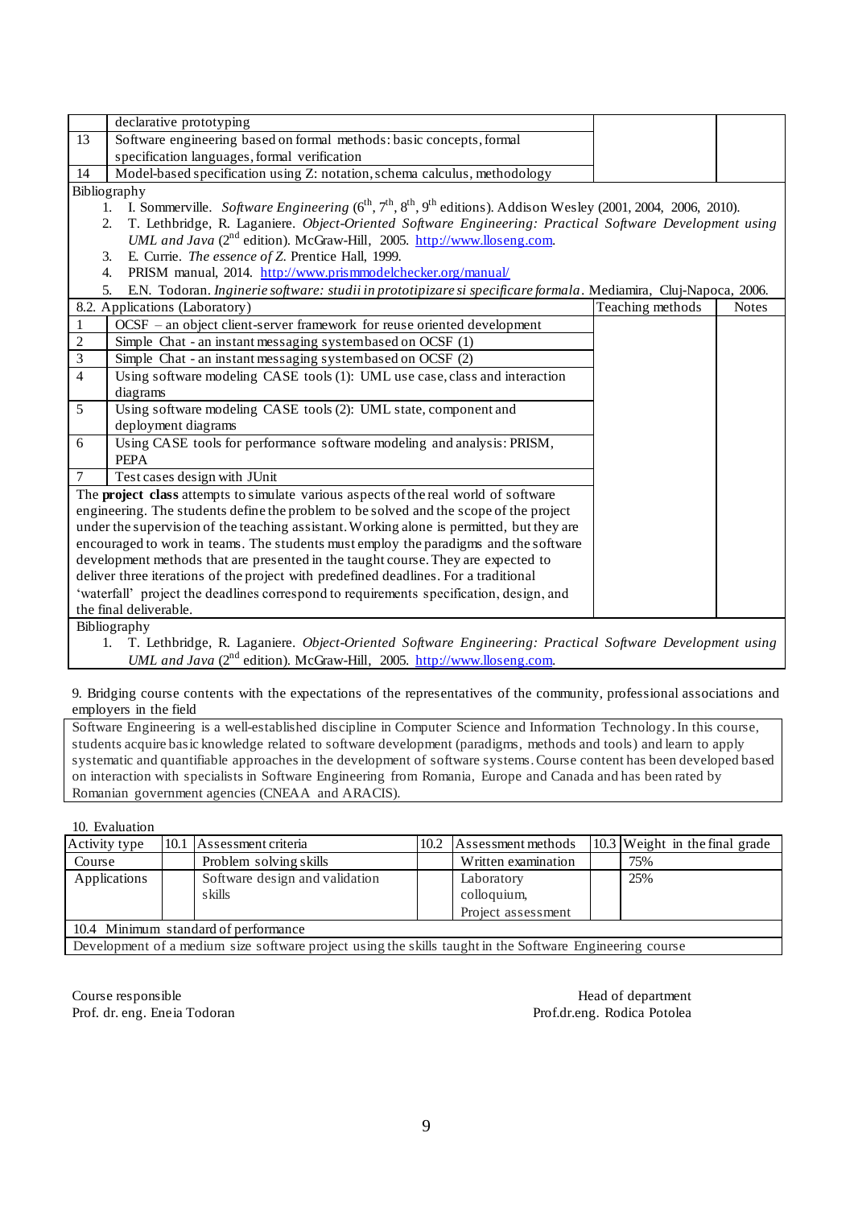| | | | |
|---|---|---|---|
| | declarative prototyping | | |
| 13 | Software engineering based on formal methods: basic concepts, formal specification languages, formal verification | | |
| 14 | Model-based specification using Z: notation, schema calculus, methodology | | |

Bibliography

1. I. Sommerville. *Software Engineering* (6th, 7th, 8th, 9th editions). Addison Wesley (2001, 2004, 2006, 2010).
2. T. Lethbridge, R. Laganiere. *Object-Oriented Software Engineering: Practical Software Development using UML and Java* (2nd edition). McGraw-Hill, 2005. http://www.lloseng.com.
3. E. Currie. *The essence of Z*. Prentice Hall, 1999.
4. PRISM manual, 2014. http://www.prismmodelchecker.org/manual/
5. E.N. Todoran. *Inginerie software: studii in prototipizare si specificare formala*. Mediamira, Cluj-Napoca, 2006.

| 8.2. Applications (Laboratory) | | Teaching methods | Notes |
|---|---|---|---|
| 1 | OCSF – an object client-server framework for reuse oriented development | | |
| 2 | Simple Chat - an instant messaging system based on OCSF (1) | | |
| 3 | Simple Chat - an instant messaging system based on OCSF (2) | | |
| 4 | Using software modeling CASE tools (1): UML use case, class and interaction diagrams | | |
| 5 | Using software modeling CASE tools (2): UML state, component and deployment diagrams | | |
| 6 | Using CASE tools for performance software modeling and analysis: PRISM, PEPA | | |
| 7 | Test cases design with JUnit | | |
| The **project class** attempts to simulate various aspects of the real world of software engineering. The students define the problem to be solved and the scope of the project under the supervision of the teaching assistant. Working alone is permitted, but they are encouraged to work in teams. The students must employ the paradigms and the software development methods that are presented in the taught course. They are expected to deliver three iterations of the project with predefined deadlines. For a traditional 'waterfall' project the deadlines correspond to requirements specification, design, and the final deliverable. | | | |

Bibliography

1. T. Lethbridge, R. Laganiere. *Object-Oriented Software Engineering: Practical Software Development using UML and Java* (2nd edition). McGraw-Hill, 2005. http://www.lloseng.com.

9. Bridging course contents with the expectations of the representatives of the community, professional associations and employers in the field

Software Engineering is a well-established discipline in Computer Science and Information Technology. In this course, students acquire basic knowledge related to software development (paradigms, methods and tools) and learn to apply systematic and quantifiable approaches in the development of software systems. Course content has been developed based on interaction with specialists in Software Engineering from Romania, Europe and Canada and has been rated by Romanian government agencies (CNEAA and ARACIS).

10. Evaluation

| Activity type | 10.1 Assessment criteria | 10.2 Assessment methods | 10.3 Weight in the final grade |
|---|---|---|---|
| Course | Problem solving skills | Written examination | 75% |
| Applications | Software design and validation skills | Laboratory colloquium, Project assessment | 25% |
| 10.4 Minimum standard of performance | | | |
| Development of a medium size software project using the skills taught in the Software Engineering course | | | |

Course responsible
Prof. dr. eng. Eneia Todoran

Head of department
Prof.dr.eng. Rodica Potolea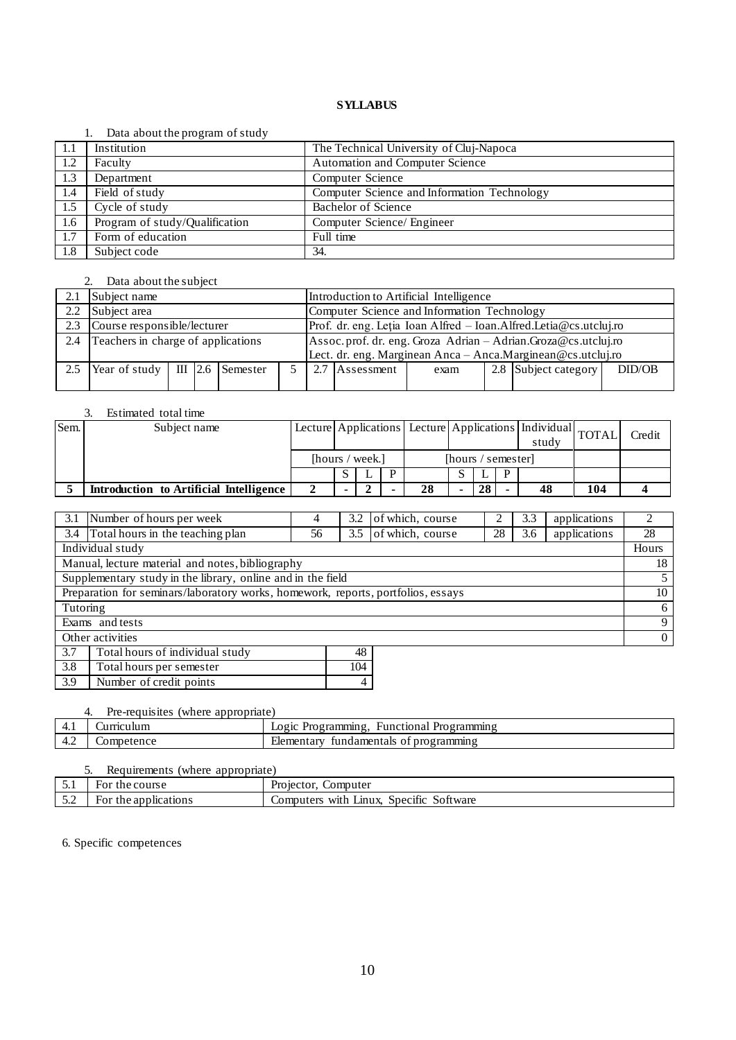**SYLLABUS**

1. Data about the program of study

| | | |
|---|---|---|
| 1.1 | Institution | The Technical University of Cluj-Napoca |
| 1.2 | Faculty | Automation and Computer Science |
| 1.3 | Department | Computer Science |
| 1.4 | Field of study | Computer Science and Information Technology |
| 1.5 | Cycle of study | Bachelor of Science |
| 1.6 | Program of study/Qualification | Computer Science/ Engineer |
| 1.7 | Form of education | Full time |
| 1.8 | Subject code | 34. |

2. Data about the subject

| | | | | | | | | | | | |
|---|---|---|---|---|---|---|---|---|---|---|---|
| 2.1 | Subject name | | | | | Introduction to Artificial Intelligence | | | | | |
| 2.2 | Subject area | | | | | Computer Science and Information Technology | | | | | |
| 2.3 | Course responsible/lecturer | | | | | Prof. dr. eng. Leția Ioan Alfred – Ioan.Alfred.Letia@cs.utcluj.ro | | | | | |
| 2.4 | Teachers in charge of applications | | | | | Assoc. prof. dr. eng. Groza Adrian – Adrian.Groza@cs.utcluj.ro<br>Lect. dr. eng. Marginean Anca – Anca.Marginean@cs.utcluj.ro | | | | | |
| 2.5 | Year of study | III | 2.6 | Semester | 5 | 2.7 | Assessment | exam | 2.8 | Subject category | DID/OB |

3. Estimated total time

| Sem. | Subject name | Lecture | Applications | | | Lecture | Applications | | | Individual study | TOTAL | Credit |
|---|---|---|---|---|---|---|---|---|---|---|---|---|
| | | [hours / week.] | | | | [hours / semester] | | | | | | |
| | | | S | L | P | | S | L | P | | | |
| **5** | **Introduction to Artificial Intelligence** | **2** | **-** | **2** | **-** | **28** | **-** | **28** | **-** | **48** | **104** | **4** |

| | | | | | | | | |
|---|---|---|---|---|---|---|---|---|
| 3.1 | Number of hours per week | 4 | 3.2 | of which, course | 2 | 3.3 | applications | 2 |
| 3.4 | Total hours in the teaching plan | 56 | 3.5 | of which, course | 28 | 3.6 | applications | 28 |
| Individual study | | | | | | | | Hours |
| Manual, lecture material and notes, bibliography | | | | | | | | 18 |
| Supplementary study in the library, online and in the field | | | | | | | | 5 |
| Preparation for seminars/laboratory works, homework, reports, portfolios, essays | | | | | | | | 10 |
| Tutoring | | | | | | | | 6 |
| Exams and tests | | | | | | | | 9 |
| Other activities | | | | | | | | 0 |

| | | |
|---|---|---|
| 3.7 | Total hours of individual study | 48 |
| 3.8 | Total hours per semester | 104 |
| 3.9 | Number of credit points | 4 |

4. Pre-requisites (where appropriate)

| | | |
|---|---|---|
| 4.1 | Curriculum | Logic Programming, Functional Programming |
| 4.2 | Competence | Elementary fundamentals of programming |

5. Requirements (where appropriate)

| | | |
|---|---|---|
| 5.1 | For the course | Projector, Computer |
| 5.2 | For the applications | Computers with Linux, Specific Software |

6. Specific competences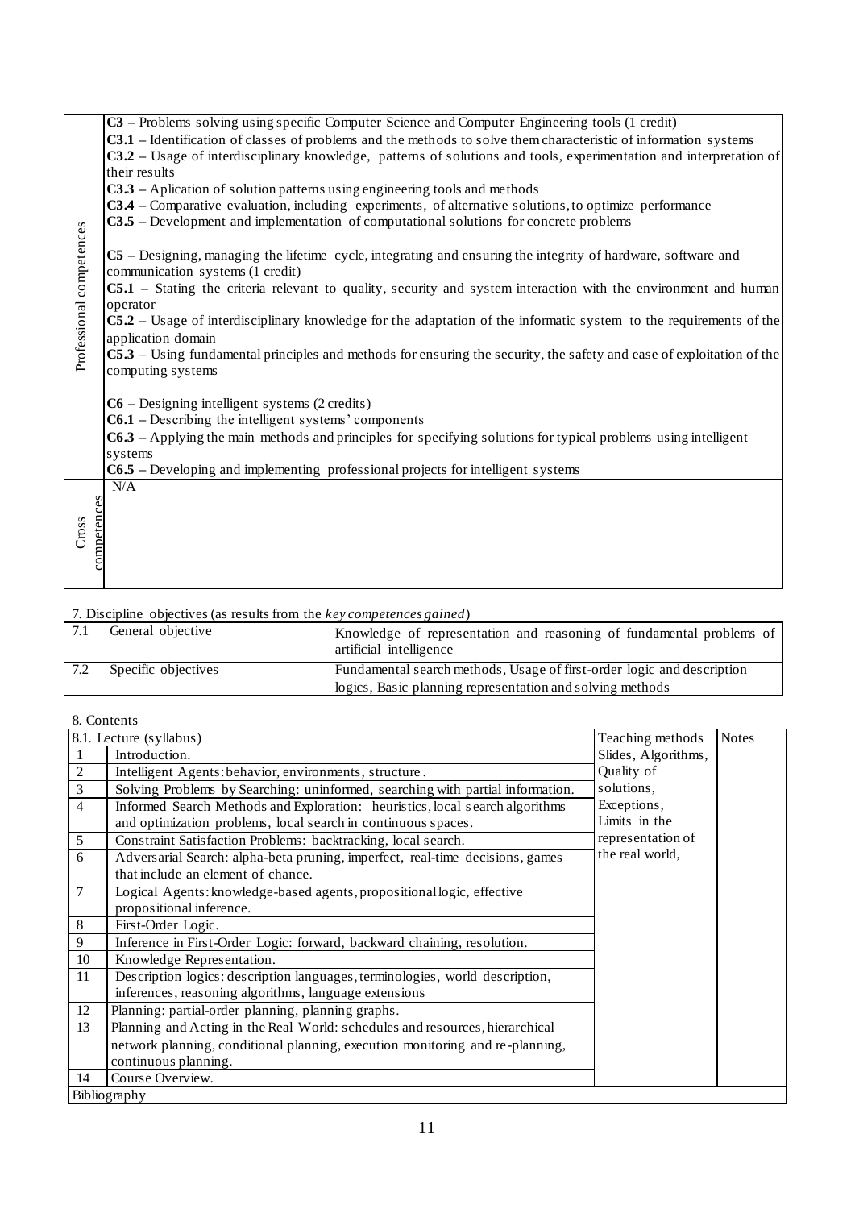| | |
|---|---|
| Professional competences | **C3** – Problems solving using specific Computer Science and Computer Engineering tools (1 credit)<br>**C3.1** – Identification of classes of problems and the methods to solve them characteristic of information systems<br>**C3.2** – Usage of interdisciplinary knowledge, patterns of solutions and tools, experimentation and interpretation of their results<br>**C3.3** – Aplication of solution patterns using engineering tools and methods<br>**C3.4** – Comparative evaluation, including experiments, of alternative solutions, to optimize performance<br>**C3.5** – Development and implementation of computational solutions for concrete problems<br><br>**C5** – Designing, managing the lifetime cycle, integrating and ensuring the integrity of hardware, software and communication systems (1 credit)<br>**C5.1** – Stating the criteria relevant to quality, security and system interaction with the environment and human operator<br>**C5.2** – Usage of interdisciplinary knowledge for the adaptation of the informatic system to the requirements of the application domain<br>**C5.3** – Using fundamental principles and methods for ensuring the security, the safety and ease of exploitation of the computing systems<br><br>**C6** – Designing intelligent systems (2 credits)<br>**C6.1** – Describing the intelligent systems' components<br>**C6.3** – Applying the main methods and principles for specifying solutions for typical problems using intelligent systems<br>**C6.5** – Developing and implementing professional projects for intelligent systems |
| Cross competences | N/A |

7. Discipline objectives (as results from the *key competences gained*)

| | | |
|---|---|---|
| 7.1 | General objective | Knowledge of representation and reasoning of fundamental problems of artificial intelligence |
| 7.2 | Specific objectives | Fundamental search methods, Usage of first-order logic and description logics, Basic planning representation and solving methods |

8. Contents

| 8.1. Lecture (syllabus) | | Teaching methods | Notes |
|---|---|---|---|
| 1 | Introduction. | Slides, Algorithms, Quality of solutions, Exceptions, Limits in the representation of the real world, | |
| 2 | Intelligent Agents: behavior, environments, structure. | | |
| 3 | Solving Problems by Searching: uninformed, searching with partial information. | | |
| 4 | Informed Search Methods and Exploration: heuristics, local search algorithms and optimization problems, local search in continuous spaces. | | |
| 5 | Constraint Satisfaction Problems: backtracking, local search. | | |
| 6 | Adversarial Search: alpha-beta pruning, imperfect, real-time decisions, games that include an element of chance. | | |
| 7 | Logical Agents: knowledge-based agents, propositional logic, effective propositional inference. | | |
| 8 | First-Order Logic. | | |
| 9 | Inference in First-Order Logic: forward, backward chaining, resolution. | | |
| 10 | Knowledge Representation. | | |
| 11 | Description logics: description languages, terminologies, world description, inferences, reasoning algorithms, language extensions | | |
| 12 | Planning: partial-order planning, planning graphs. | | |
| 13 | Planning and Acting in the Real World: schedules and resources, hierarchical network planning, conditional planning, execution monitoring and re-planning, continuous planning. | | |
| 14 | Course Overview. | | |
| Bibliography | | | |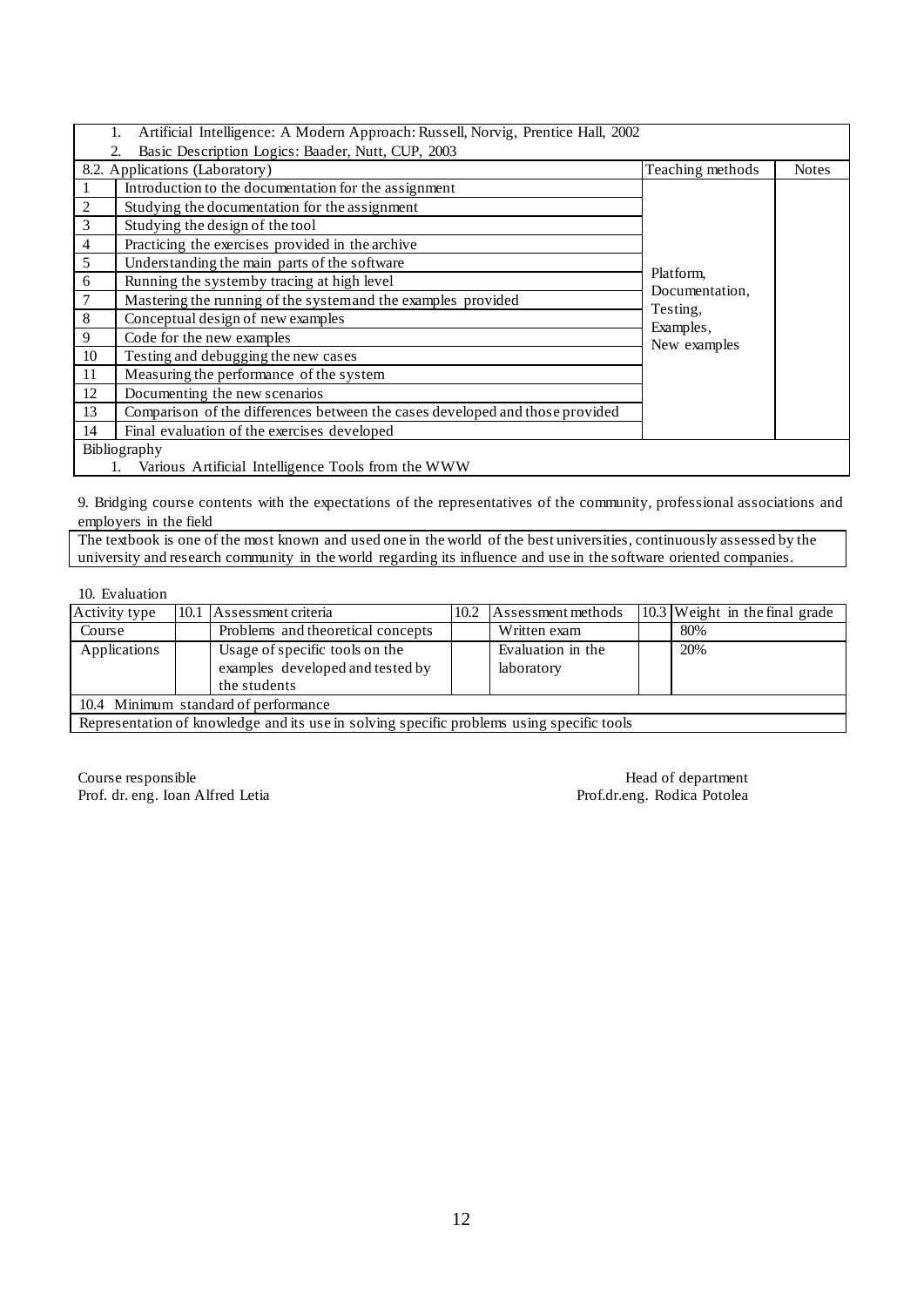1. Artificial Intelligence: A Modern Approach: Russell, Norvig, Prentice Hall, 2002
2. Basic Description Logics: Baader, Nutt, CUP, 2003

| 8.2. Applications (Laboratory) | | Teaching methods | Notes |
|---|---|---|---|
| 1 | Introduction to the documentation for the assignment | Platform, Documentation, Testing, Examples, New examples | |
| 2 | Studying the documentation for the assignment | | |
| 3 | Studying the design of the tool | | |
| 4 | Practicing the exercises provided in the archive | | |
| 5 | Understanding the main parts of the software | | |
| 6 | Running the system by tracing at high level | | |
| 7 | Mastering the running of the system and the examples provided | | |
| 8 | Conceptual design of new examples | | |
| 9 | Code for the new examples | | |
| 10 | Testing and debugging the new cases | | |
| 11 | Measuring the performance of the system | | |
| 12 | Documenting the new scenarios | | |
| 13 | Comparison of the differences between the cases developed and those provided | | |
| 14 | Final evaluation of the exercises developed | | |

Bibliography

1. Various Artificial Intelligence Tools from the WWW

9. Bridging course contents with the expectations of the representatives of the community, professional associations and employers in the field

The textbook is one of the most known and used one in the world of the best universities, continuously assessed by the university and research community in the world regarding its influence and use in the software oriented companies.

10. Evaluation

| Activity type | 10.1 Assessment criteria | 10.2 Assessment methods | 10.3 Weight in the final grade |
|---|---|---|---|
| Course | Problems and theoretical concepts | Written exam | 80% |
| Applications | Usage of specific tools on the examples developed and tested by the students | Evaluation in the laboratory | 20% |
| 10.4 Minimum standard of performance | | | |
| Representation of knowledge and its use in solving specific problems using specific tools | | | |

Course responsible
Prof. dr. eng. Ioan Alfred Letia

Head of department
Prof.dr.eng. Rodica Potolea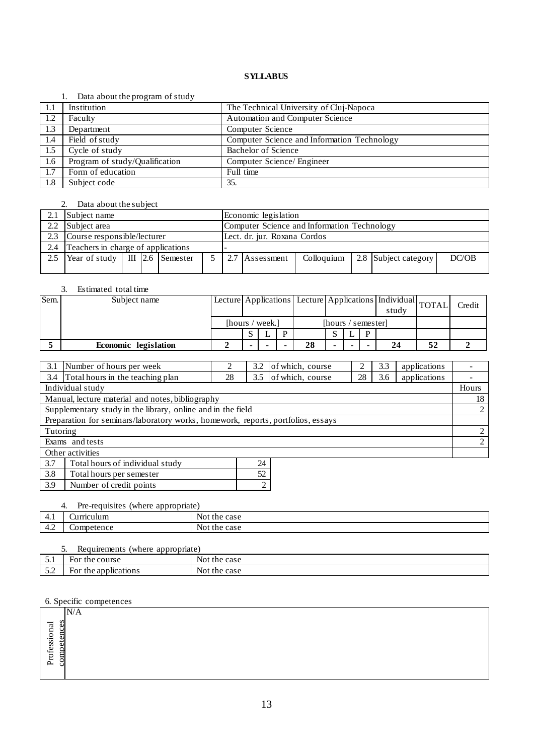**SYLLABUS**

1. Data about the program of study

| | | |
|---|---|---|
| 1.1 | Institution | The Technical University of Cluj-Napoca |
| 1.2 | Faculty | Automation and Computer Science |
| 1.3 | Department | Computer Science |
| 1.4 | Field of study | Computer Science and Information Technology |
| 1.5 | Cycle of study | Bachelor of Science |
| 1.6 | Program of study/Qualification | Computer Science/ Engineer |
| 1.7 | Form of education | Full time |
| 1.8 | Subject code | 35. |

2. Data about the subject

| | | | | | | | | | | | | |
|---|---|---|---|---|---|---|---|---|---|---|---|---|
| 2.1 | Subject name | | | | | Economic legislation | | | | | | |
| 2.2 | Subject area | | | | | Computer Science and Information Technology | | | | | | |
| 2.3 | Course responsible/lecturer | | | | | Lect. dr. jur. Roxana Cordos | | | | | | |
| 2.4 | Teachers in charge of applications | | | | | - | | | | | | |
| 2.5 | Year of study | III | 2.6 | Semester | 5 | 2.7 | Assessment | Colloquium | 2.8 | Subject category | DC/OB | |

3. Estimated total time

| Sem. | Subject name | Lecture | Applications | | | Lecture | Applications | | | Individual study | TOTAL | Credit |
|---|---|---|---|---|---|---|---|---|---|---|---|---|
| | | [hours / week.] | | | | [hours / semester] | | | | | | |
| | | | S | L | P | | S | L | P | | | |
| **5** | **Economic legislation** | **2** | **-** | **-** | **-** | **28** | **-** | **-** | **-** | **24** | **52** | **2** |

| | | | | | | | | |
|---|---|---|---|---|---|---|---|---|
| 3.1 | Number of hours per week | 2 | 3.2 | of which, course | 2 | 3.3 | applications | - |
| 3.4 | Total hours in the teaching plan | 28 | 3.5 | of which, course | 28 | 3.6 | applications | - |

| Individual study | Hours |
|---|---|
| Manual, lecture material and notes, bibliography | 18 |
| Supplementary study in the library, online and in the field | 2 |
| Preparation for seminars/laboratory works, homework, reports, portfolios, essays | |
| Tutoring | 2 |
| Exams and tests | 2 |
| Other activities | |

| | | |
|---|---|---|
| 3.7 | Total hours of individual study | 24 |
| 3.8 | Total hours per semester | 52 |
| 3.9 | Number of credit points | 2 |

4. Pre-requisites (where appropriate)

| | | |
|---|---|---|
| 4.1 | Curriculum | Not the case |
| 4.2 | Competence | Not the case |

5. Requirements (where appropriate)

| | | |
|---|---|---|
| 5.1 | For the course | Not the case |
| 5.2 | For the applications | Not the case |

6. Specific competences

| | |
|---|---|
| Professional competences | N/A |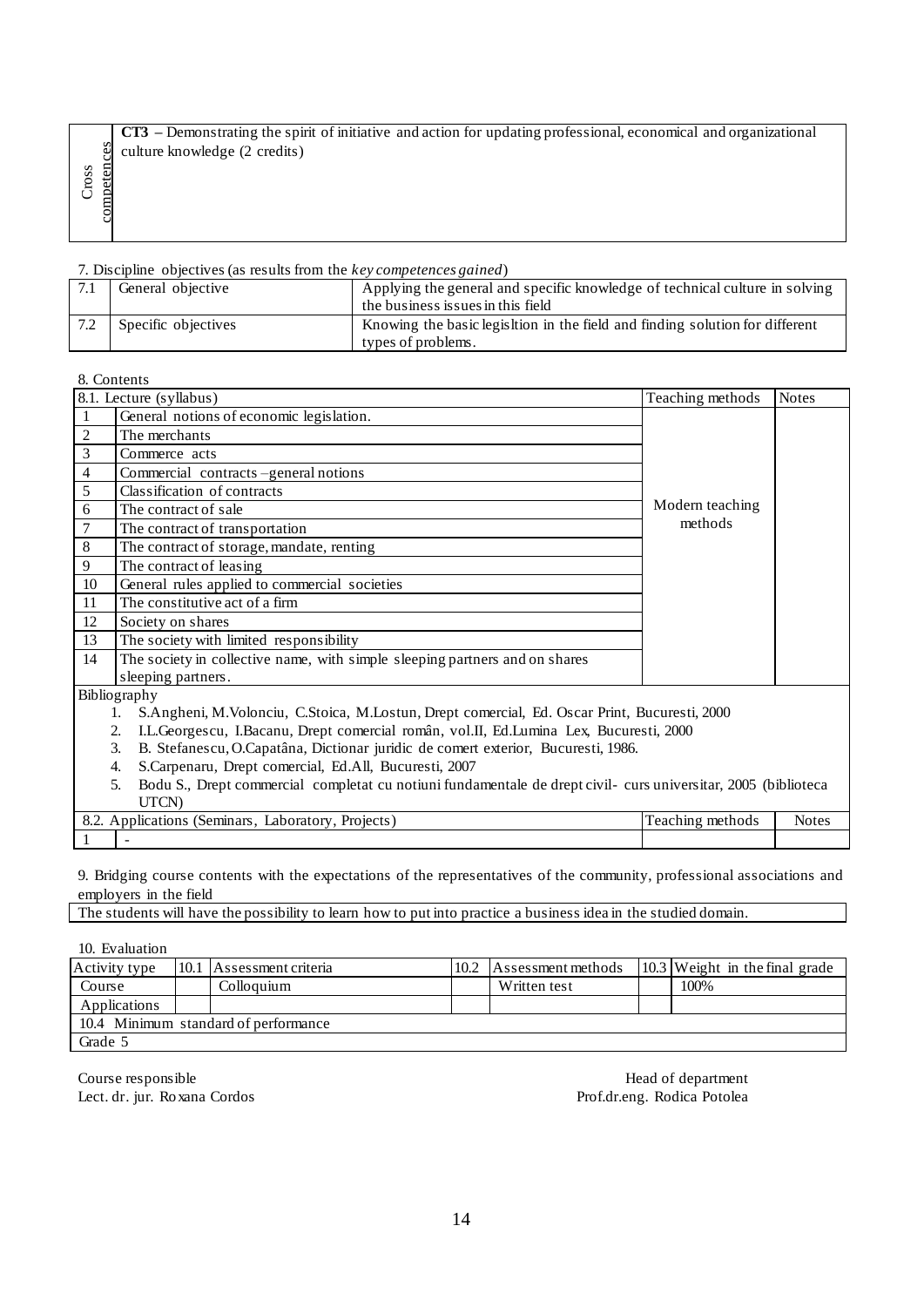| Cross competences | **CT3** – Demonstrating the spirit of initiative and action for updating professional, economical and organizational culture knowledge (2 credits) |
|---|---|

7. Discipline objectives (as results from the *key competences gained*)

| 7.1 | General objective | Applying the general and specific knowledge of technical culture in solving the business issues in this field |
|---|---|---|
| 7.2 | Specific objectives | Knowing the basic legisltion in the field and finding solution for different types of problems. |

8. Contents

| 8.1. Lecture (syllabus) | | Teaching methods | Notes |
|---|---|---|---|
| 1 | General notions of economic legislation. | Modern teaching methods | |
| 2 | The merchants | | |
| 3 | Commerce acts | | |
| 4 | Commercial contracts –general notions | | |
| 5 | Classification of contracts | | |
| 6 | The contract of sale | | |
| 7 | The contract of transportation | | |
| 8 | The contract of storage, mandate, renting | | |
| 9 | The contract of leasing | | |
| 10 | General rules applied to commercial societies | | |
| 11 | The constitutive act of a firm | | |
| 12 | Society on shares | | |
| 13 | The society with limited responsibility | | |
| 14 | The society in collective name, with simple sleeping partners and on shares sleeping partners. | | |

Bibliography

1. S.Angheni, M.Volonciu, C.Stoica, M.Lostun, Drept comercial, Ed. Oscar Print, Bucuresti, 2000
2. I.L.Georgescu, I.Bacanu, Drept comercial român, vol.II, Ed.Lumina Lex, Bucuresti, 2000
3. B. Stefanescu, O.Capatâna, Dictionar juridic de comert exterior, Bucuresti, 1986.
4. S.Carpenaru, Drept comercial, Ed.All, Bucuresti, 2007
5. Bodu S., Drept commercial completat cu notiuni fundamentale de drept civil- curs universitar, 2005 (biblioteca UTCN)

| 8.2. Applications (Seminars, Laboratory, Projects) | | Teaching methods | Notes |
|---|---|---|---|
| 1 | - | | |

9. Bridging course contents with the expectations of the representatives of the community, professional associations and employers in the field

| The students will have the possibility to learn how to put into practice a business idea in the studied domain. |
|---|

10. Evaluation

| Activity type | 10.1 Assessment criteria | 10.2 Assessment methods | 10.3 Weight in the final grade |
|---|---|---|---|
| Course | Colloquium | Written test | 100% |
| Applications | | | |
| 10.4 Minimum standard of performance | | | |
| Grade 5 | | | |

Course responsible
Lect. dr. jur. Roxana Cordos

Head of department
Prof.dr.eng. Rodica Potolea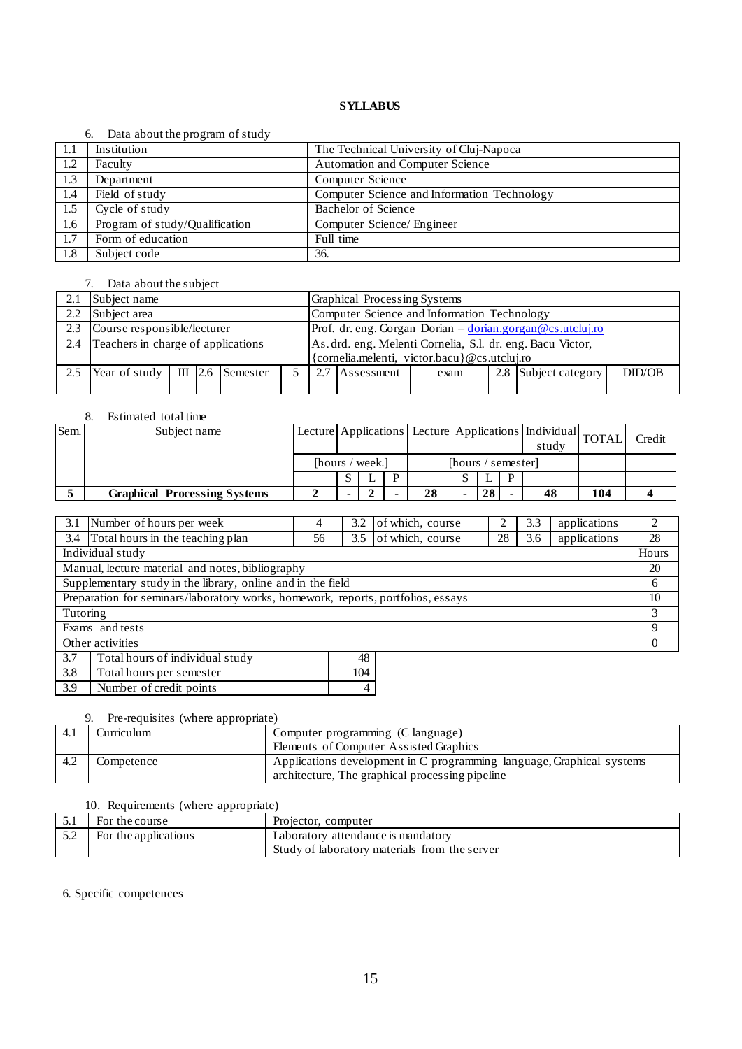**SYLLABUS**

6. Data about the program of study

| | | |
|---|---|---|
| 1.1 | Institution | The Technical University of Cluj-Napoca |
| 1.2 | Faculty | Automation and Computer Science |
| 1.3 | Department | Computer Science |
| 1.4 | Field of study | Computer Science and Information Technology |
| 1.5 | Cycle of study | Bachelor of Science |
| 1.6 | Program of study/Qualification | Computer Science/ Engineer |
| 1.7 | Form of education | Full time |
| 1.8 | Subject code | 36. |

7. Data about the subject

| | | | | | | | | | | | |
|---|---|---|---|---|---|---|---|---|---|---|---|
| 2.1 | Subject name | | | | | Graphical Processing Systems | | | | | |
| 2.2 | Subject area | | | | | Computer Science and Information Technology | | | | | |
| 2.3 | Course responsible/lecturer | | | | | Prof. dr. eng. Gorgan Dorian – dorian.gorgan@cs.utcluj.ro | | | | | |
| 2.4 | Teachers in charge of applications | | | | | As. drd. eng. Melenti Cornelia, S.l. dr. eng. Bacu Victor, {cornelia.melenti, victor.bacu}@cs.utcluj.ro | | | | | |
| 2.5 | Year of study | III | 2.6 | Semester | 5 | 2.7 | Assessment | exam | 2.8 | Subject category | DID/OB |

8. Estimated total time

| Sem. | Subject name | Lecture | Applications | | | Lecture | Applications | | | Individual study | TOTAL | Credit |
|---|---|---|---|---|---|---|---|---|---|---|---|---|
| | | [hours / week.] | | | | [hours / semester] | | | | | | |
| | | | S | L | P | | S | L | P | | | |
| **5** | **Graphical Processing Systems** | **2** | **-** | **2** | **-** | **28** | **-** | **28** | **-** | **48** | **104** | **4** |

| | | | | | | | |
|---|---|---|---|---|---|---|---|
| 3.1 | Number of hours per week | 4 | 3.2 | of which, course | 2 | 3.3 | applications | 2 |
| 3.4 | Total hours in the teaching plan | 56 | 3.5 | of which, course | 28 | 3.6 | applications | 28 |

| Individual study | Hours |
|---|---|
| Manual, lecture material and notes, bibliography | 20 |
| Supplementary study in the library, online and in the field | 6 |
| Preparation for seminars/laboratory works, homework, reports, portfolios, essays | 10 |
| Tutoring | 3 |
| Exams and tests | 9 |
| Other activities | 0 |

| | | |
|---|---|---|
| 3.7 | Total hours of individual study | 48 |
| 3.8 | Total hours per semester | 104 |
| 3.9 | Number of credit points | 4 |

9. Pre-requisites (where appropriate)

| | | |
|---|---|---|
| 4.1 | Curriculum | Computer programming (C language)<br>Elements of Computer Assisted Graphics |
| 4.2 | Competence | Applications development in C programming language, Graphical systems architecture, The graphical processing pipeline |

10. Requirements (where appropriate)

| | | |
|---|---|---|
| 5.1 | For the course | Projector, computer |
| 5.2 | For the applications | Laboratory attendance is mandatory<br>Study of laboratory materials from the server |

6. Specific competences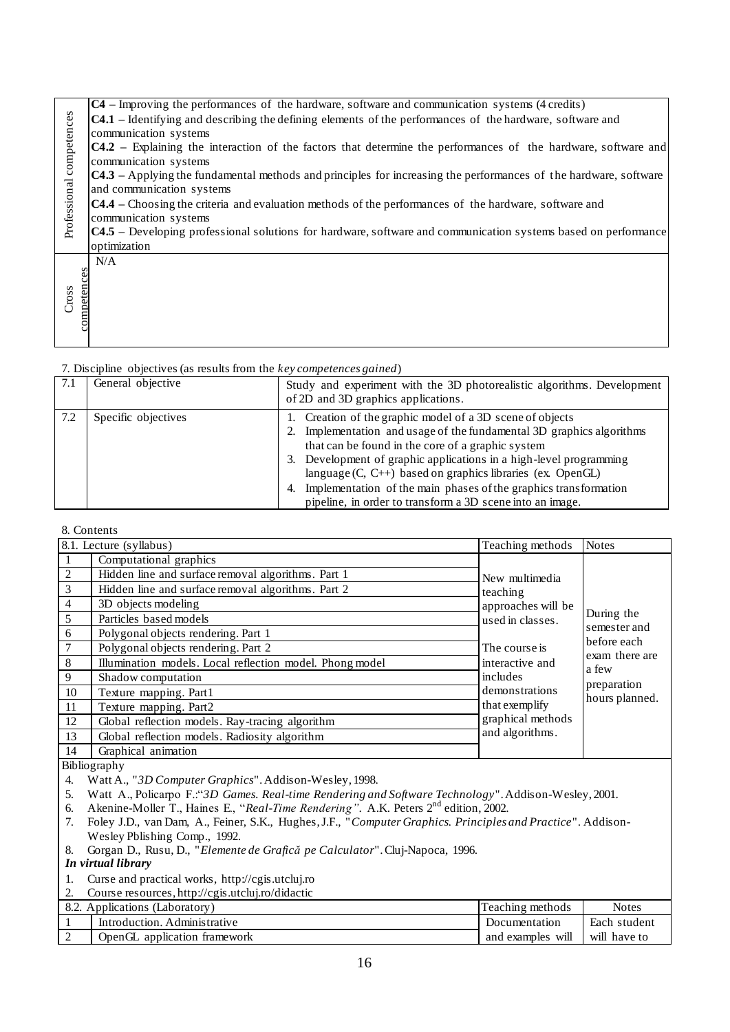| | |
|---|---|
| Professional competences | **C4** – Improving the performances of the hardware, software and communication systems (4 credits)<br>**C4.1** – Identifying and describing the defining elements of the performances of the hardware, software and communication systems<br>**C4.2** – Explaining the interaction of the factors that determine the performances of the hardware, software and communication systems<br>**C4.3** – Applying the fundamental methods and principles for increasing the performances of the hardware, software and communication systems<br>**C4.4** – Choosing the criteria and evaluation methods of the performances of the hardware, software and communication systems<br>**C4.5** – Developing professional solutions for hardware, software and communication systems based on performance optimization |
| Cross competences | N/A |

7. Discipline objectives (as results from the *key competences gained*)

| | | |
|---|---|---|
| 7.1 | General objective | Study and experiment with the 3D photorealistic algorithms. Development of 2D and 3D graphics applications. |
| 7.2 | Specific objectives | 1. Creation of the graphic model of a 3D scene of objects<br>2. Implementation and usage of the fundamental 3D graphics algorithms that can be found in the core of a graphic system<br>3. Development of graphic applications in a high-level programming language (C, C++) based on graphics libraries (ex. OpenGL)<br>4. Implementation of the main phases of the graphics transformation pipeline, in order to transform a 3D scene into an image. |

8. Contents

| 8.1. Lecture (syllabus) | | Teaching methods | Notes |
|---|---|---|---|
| 1 | Computational graphics | New multimedia teaching approaches will be used in classes.<br><br>The course is interactive and includes demonstrations that exemplify graphical methods and algorithms. | During the semester and before each exam there are a few preparation hours planned. |
| 2 | Hidden line and surface removal algorithms. Part 1 | | |
| 3 | Hidden line and surface removal algorithms. Part 2 | | |
| 4 | 3D objects modeling | | |
| 5 | Particles based models | | |
| 6 | Polygonal objects rendering. Part 1 | | |
| 7 | Polygonal objects rendering. Part 2 | | |
| 8 | Illumination models. Local reflection model. Phong model | | |
| 9 | Shadow computation | | |
| 10 | Texture mapping. Part1 | | |
| 11 | Texture mapping. Part2 | | |
| 12 | Global reflection models. Ray-tracing algorithm | | |
| 13 | Global reflection models. Radiosity algorithm | | |
| 14 | Graphical animation | | |

Bibliography

4. Watt A., "*3D Computer Graphics*". Addison-Wesley, 1998.
5. Watt A., Policarpo F.:"*3D Games. Real-time Rendering and Software Technology*". Addison-Wesley, 2001.
6. Akenine-Moller T., Haines E., "*Real-Time Rendering"*. A.K. Peters 2nd edition, 2002.
7. Foley J.D., van Dam, A., Feiner, S.K., Hughes, J.F., "*Computer Graphics. Principles and Practice*". Addison-Wesley Pblishing Comp., 1992.
8. Gorgan D., Rusu, D., "*Elemente de Grafică pe Calculator*". Cluj-Napoca, 1996.

***In virtual library***

1. Curse and practical works, http://cgis.utcluj.ro
2. Course resources, http://cgis.utcluj.ro/didactic

| 8.2. Applications (Laboratory) | | Teaching methods | Notes |
|---|---|---|---|
| 1 | Introduction. Administrative | Documentation and examples will | Each student will have to |
| 2 | OpenGL application framework | | |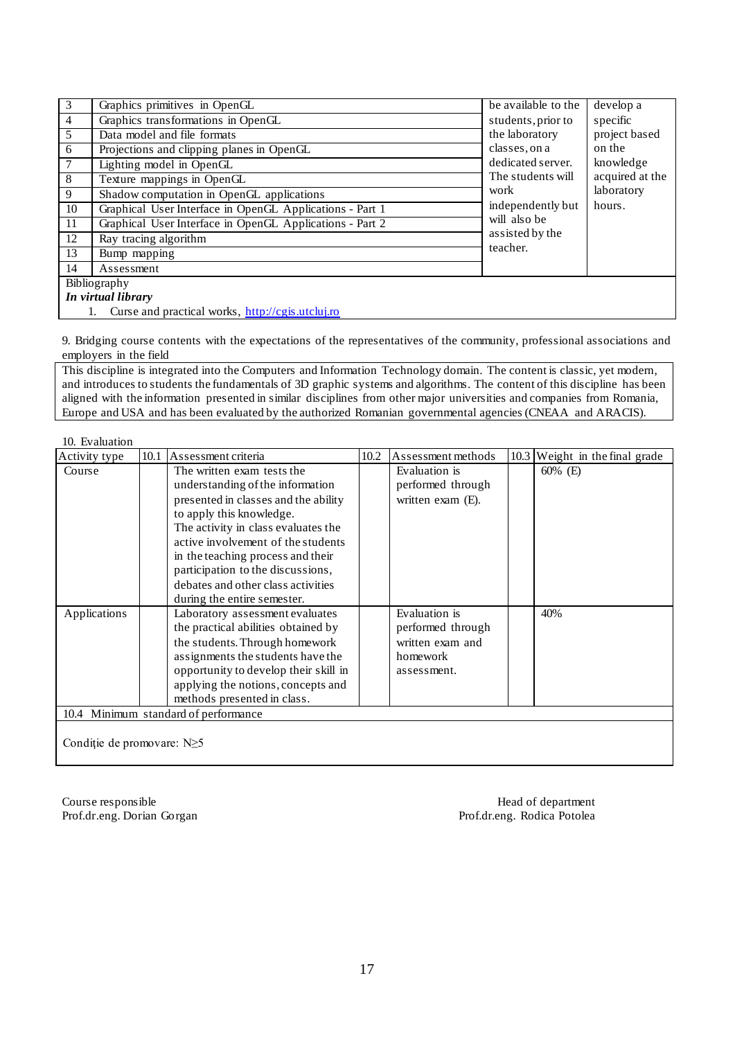| | | | |
|---|---|---|---|
| 3 | Graphics primitives in OpenGL | be available to the students, prior to the laboratory classes, on a dedicated server. The students will work independently but will also be assisted by the teacher. | develop a specific project based on the knowledge acquired at the laboratory hours. |
| 4 | Graphics transformations in OpenGL | | |
| 5 | Data model and file formats | | |
| 6 | Projections and clipping planes in OpenGL | | |
| 7 | Lighting model in OpenGL | | |
| 8 | Texture mappings in OpenGL | | |
| 9 | Shadow computation in OpenGL applications | | |
| 10 | Graphical User Interface in OpenGL Applications - Part 1 | | |
| 11 | Graphical User Interface in OpenGL Applications - Part 2 | | |
| 12 | Ray tracing algorithm | | |
| 13 | Bump mapping | | |
| 14 | Assessment | | |

Bibliography

***In virtual library***

1. Curse and practical works, http://cgis.utcluj.ro

9. Bridging course contents with the expectations of the representatives of the community, professional associations and employers in the field

This discipline is integrated into the Computers and Information Technology domain. The content is classic, yet modern, and introduces to students the fundamentals of 3D graphic systems and algorithms. The content of this discipline has been aligned with the information presented in similar disciplines from other major universities and companies from Romania, Europe and USA and has been evaluated by the authorized Romanian governmental agencies (CNEAA and ARACIS).

10. Evaluation

| Activity type | 10.1 Assessment criteria | 10.2 Assessment methods | 10.3 Weight in the final grade |
|---|---|---|---|
| Course | The written exam tests the understanding of the information presented in classes and the ability to apply this knowledge. The activity in class evaluates the active involvement of the students in the teaching process and their participation to the discussions, debates and other class activities during the entire semester. | Evaluation is performed through written exam (E). | 60% (E) |
| Applications | Laboratory assessment evaluates the practical abilities obtained by the students. Through homework assignments the students have the opportunity to develop their skill in applying the notions, concepts and methods presented in class. | Evaluation is performed through written exam and homework assessment. | 40% |

10.4 Minimum standard of performance

Condiție de promovare: $N \geq 5$

Course responsible
Prof.dr.eng. Dorian Gorgan

Head of department
Prof.dr.eng. Rodica Potolea